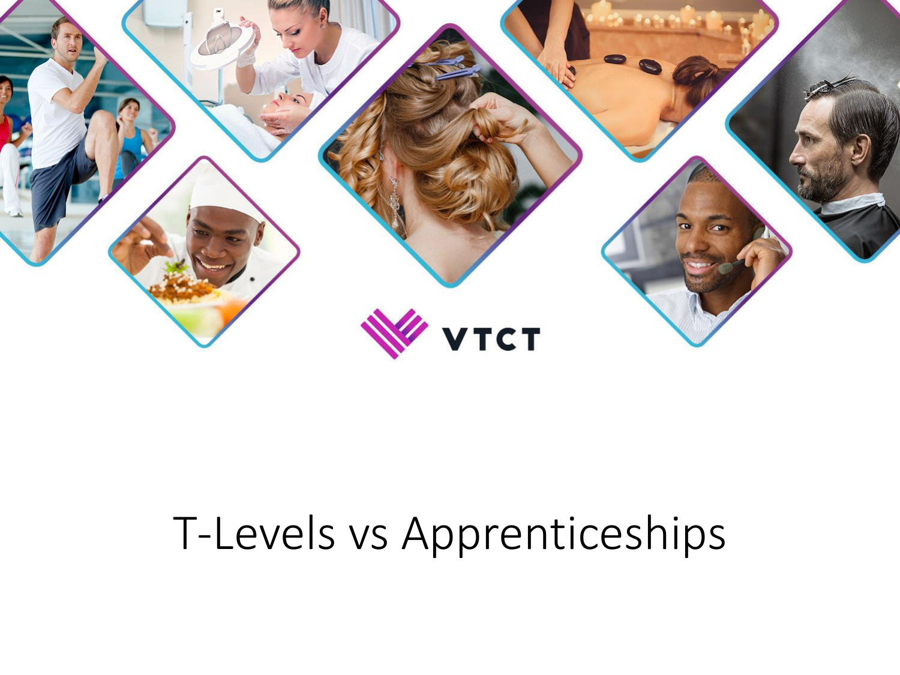VTCT

# T-Levels vs Apprenticeships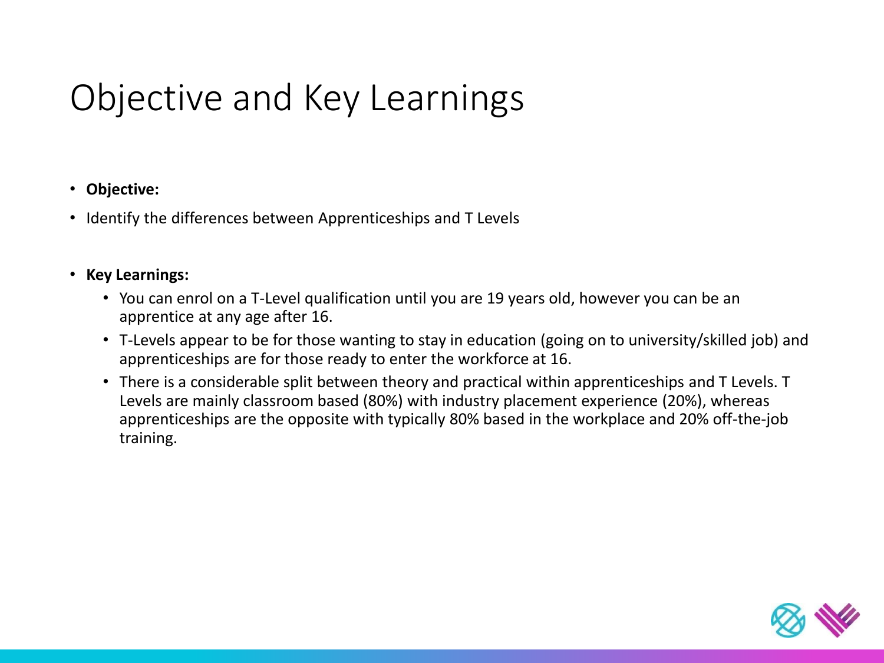# Objective and Key Learnings

- **Objective:**
- Identify the differences between Apprenticeships and T Levels

- **Key Learnings:**
  - You can enrol on a T-Level qualification until you are 19 years old, however you can be an apprentice at any age after 16.
  - T-Levels appear to be for those wanting to stay in education (going on to university/skilled job) and apprenticeships are for those ready to enter the workforce at 16.
  - There is a considerable split between theory and practical within apprenticeships and T Levels. T Levels are mainly classroom based (80%) with industry placement experience (20%), whereas apprenticeships are the opposite with typically 80% based in the workplace and 20% off-the-job training.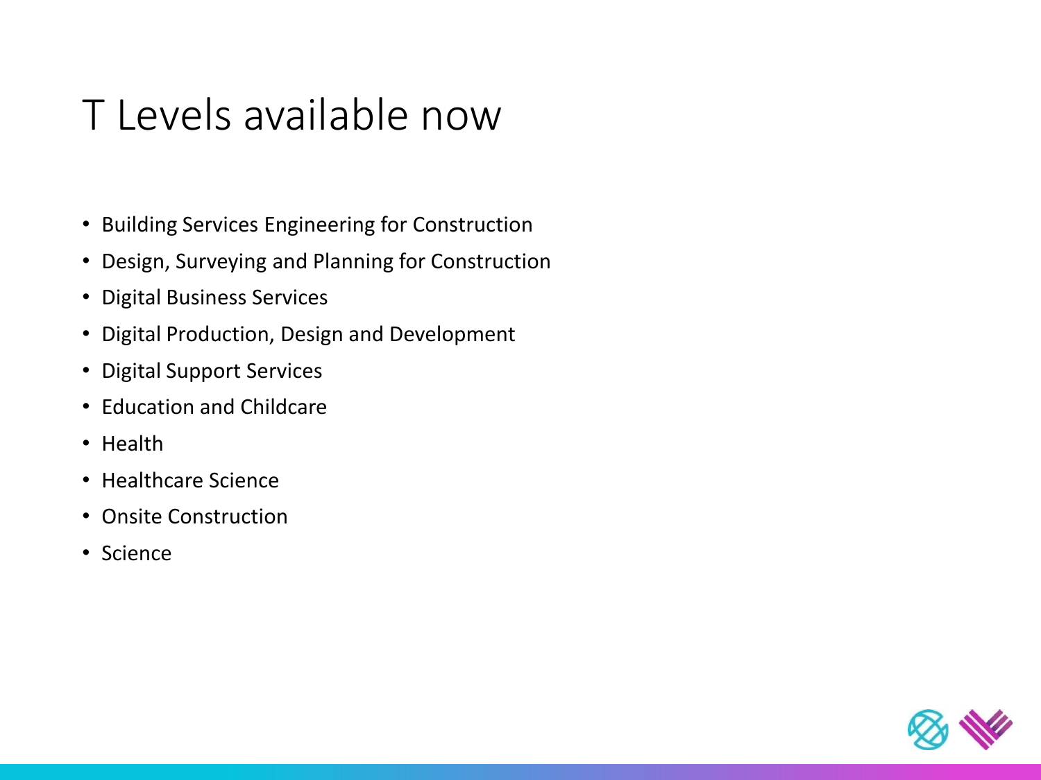# T Levels available now

- Building Services Engineering for Construction
- Design, Surveying and Planning for Construction
- Digital Business Services
- Digital Production, Design and Development
- Digital Support Services
- Education and Childcare
- Health
- Healthcare Science
- Onsite Construction
- Science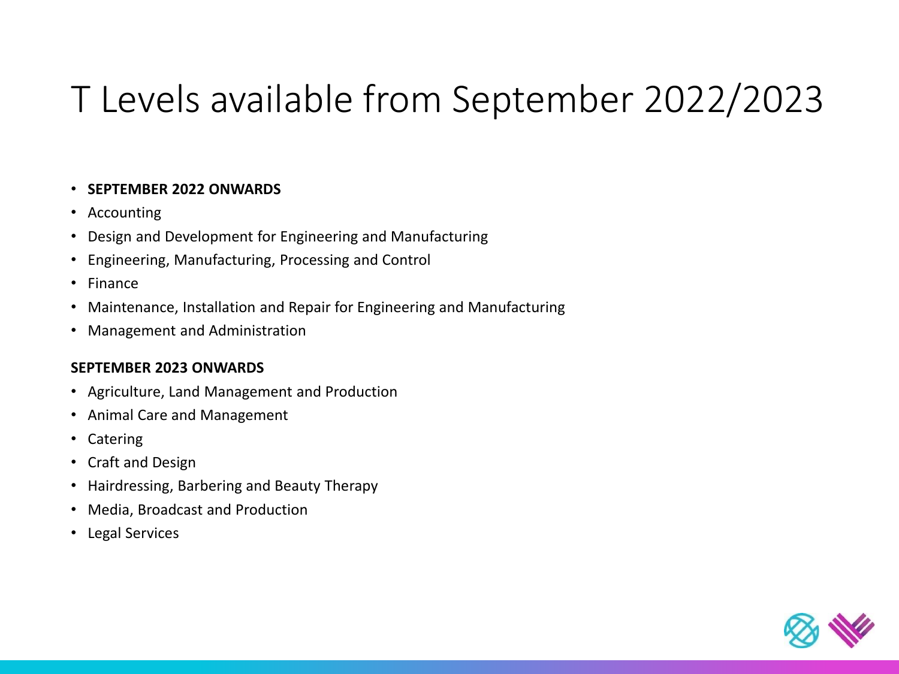# T Levels available from September 2022/2023

- **SEPTEMBER 2022 ONWARDS**
- Accounting
- Design and Development for Engineering and Manufacturing
- Engineering, Manufacturing, Processing and Control
- Finance
- Maintenance, Installation and Repair for Engineering and Manufacturing
- Management and Administration

**SEPTEMBER 2023 ONWARDS**

- Agriculture, Land Management and Production
- Animal Care and Management
- Catering
- Craft and Design
- Hairdressing, Barbering and Beauty Therapy
- Media, Broadcast and Production
- Legal Services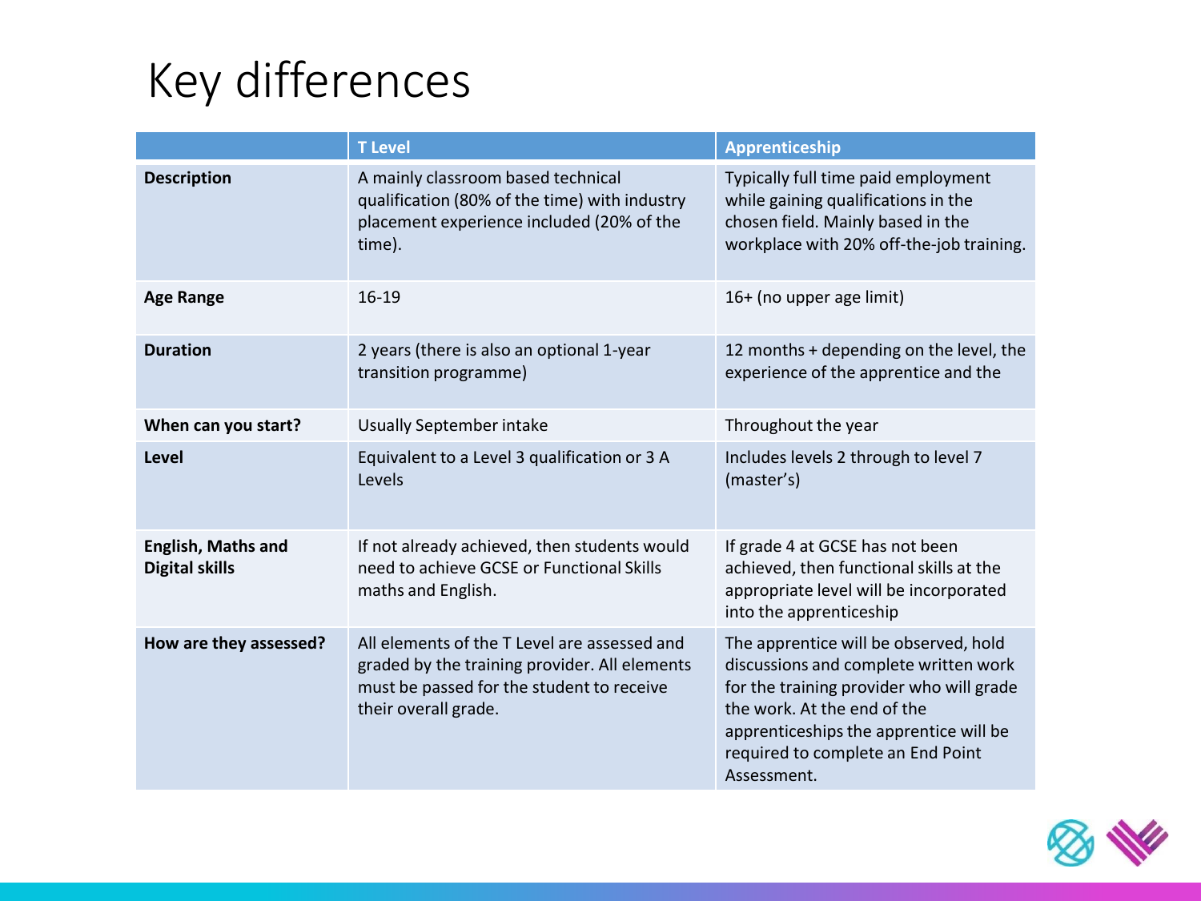# Key differences

| | T Level | Apprenticeship |
|---|---|---|
| **Description** | A mainly classroom based technical qualification (80% of the time) with industry placement experience included (20% of the time). | Typically full time paid employment while gaining qualifications in the chosen field. Mainly based in the workplace with 20% off-the-job training. |
| **Age Range** | 16-19 | 16+ (no upper age limit) |
| **Duration** | 2 years (there is also an optional 1-year transition programme) | 12 months + depending on the level, the experience of the apprentice and the |
| **When can you start?** | Usually September intake | Throughout the year |
| **Level** | Equivalent to a Level 3 qualification or 3 A Levels | Includes levels 2 through to level 7 (master's) |
| **English, Maths and Digital skills** | If not already achieved, then students would need to achieve GCSE or Functional Skills maths and English. | If grade 4 at GCSE has not been achieved, then functional skills at the appropriate level will be incorporated into the apprenticeship |
| **How are they assessed?** | All elements of the T Level are assessed and graded by the training provider. All elements must be passed for the student to receive their overall grade. | The apprentice will be observed, hold discussions and complete written work for the training provider who will grade the work. At the end of the apprenticeships the apprentice will be required to complete an End Point Assessment. |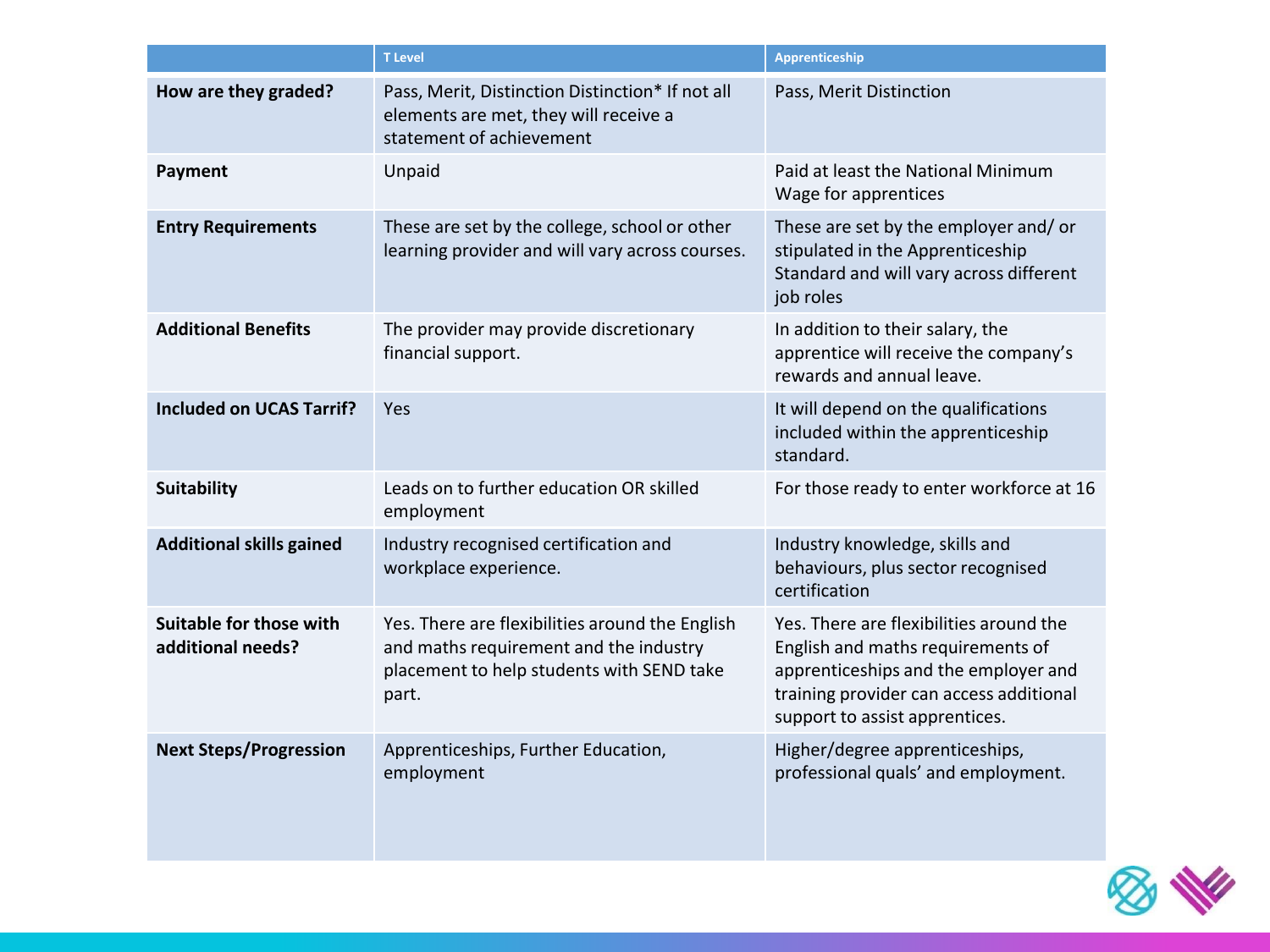| | T Level | Apprenticeship |
|---|---|---|
| **How are they graded?** | Pass, Merit, Distinction Distinction* If not all elements are met, they will receive a statement of achievement | Pass, Merit Distinction |
| **Payment** | Unpaid | Paid at least the National Minimum Wage for apprentices |
| **Entry Requirements** | These are set by the college, school or other learning provider and will vary across courses. | These are set by the employer and/ or stipulated in the Apprenticeship Standard and will vary across different job roles |
| **Additional Benefits** | The provider may provide discretionary financial support. | In addition to their salary, the apprentice will receive the company's rewards and annual leave. |
| **Included on UCAS Tarrif?** | Yes | It will depend on the qualifications included within the apprenticeship standard. |
| **Suitability** | Leads on to further education OR skilled employment | For those ready to enter workforce at 16 |
| **Additional skills gained** | Industry recognised certification and workplace experience. | Industry knowledge, skills and behaviours, plus sector recognised certification |
| **Suitable for those with additional needs?** | Yes. There are flexibilities around the English and maths requirement and the industry placement to help students with SEND take part. | Yes. There are flexibilities around the English and maths requirements of apprenticeships and the employer and training provider can access additional support to assist apprentices. |
| **Next Steps/Progression** | Apprenticeships, Further Education, employment | Higher/degree apprenticeships, professional quals' and employment. |